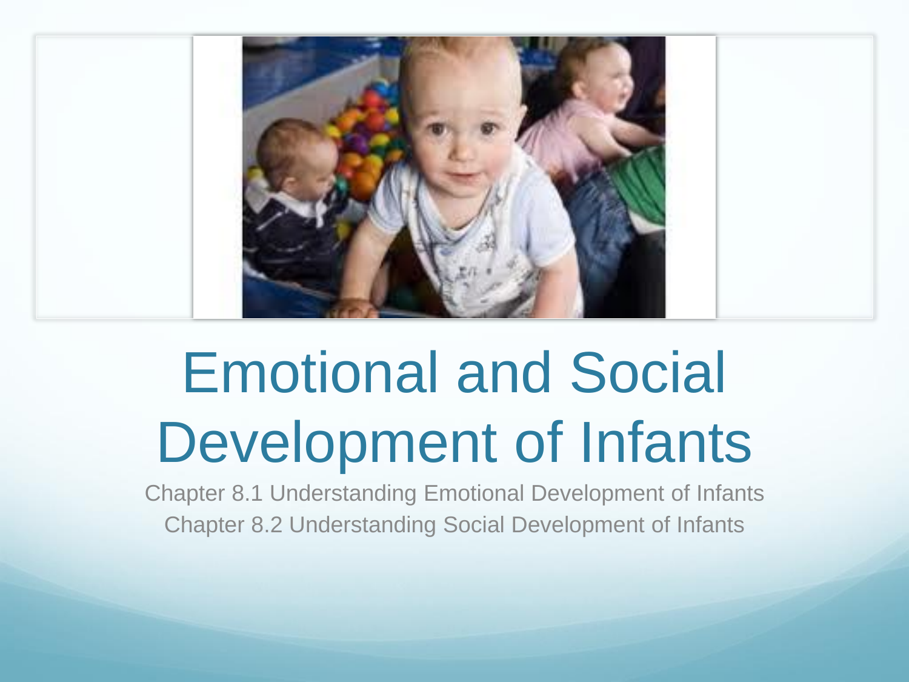# Emotional and Social Development of Infants

Chapter 8.1 Understanding Emotional Development of Infants

Chapter 8.2 Understanding Social Development of Infants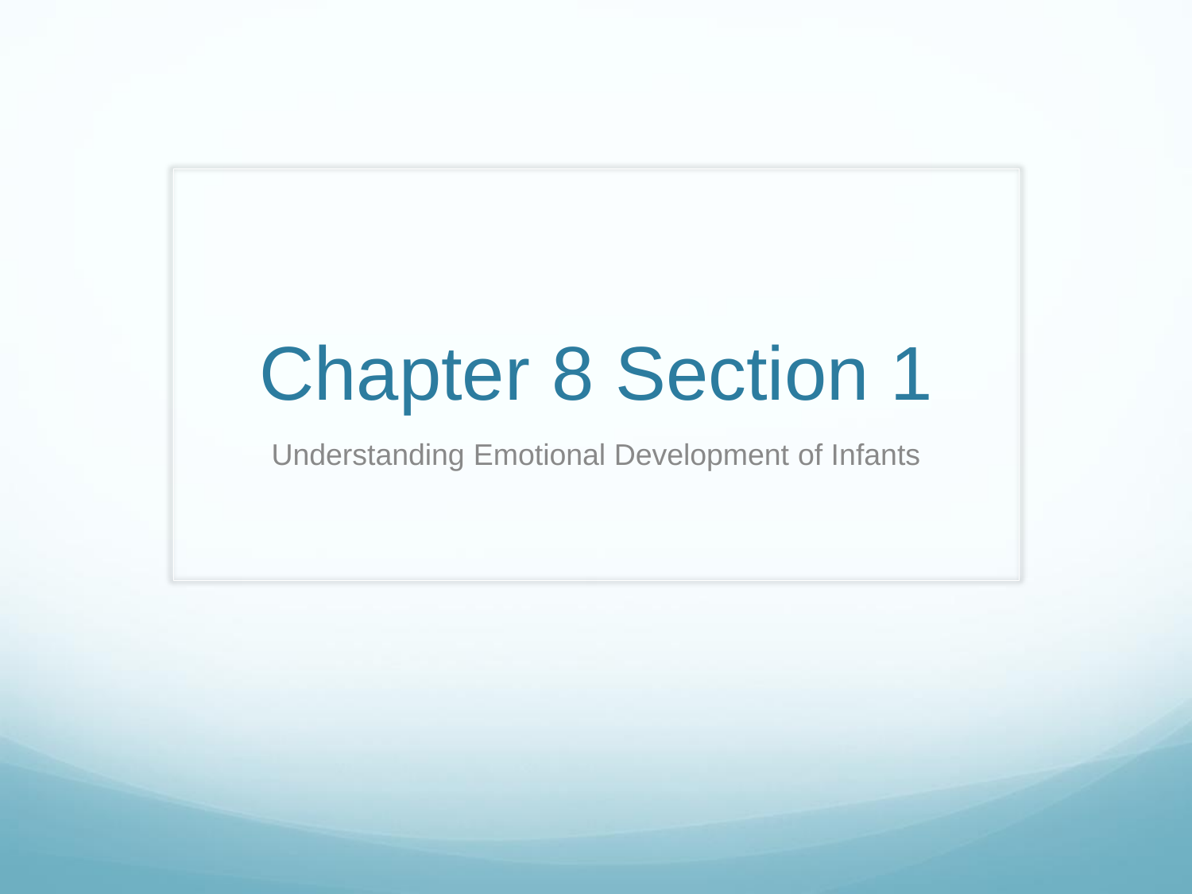# Chapter 8 Section 1

Understanding Emotional Development of Infants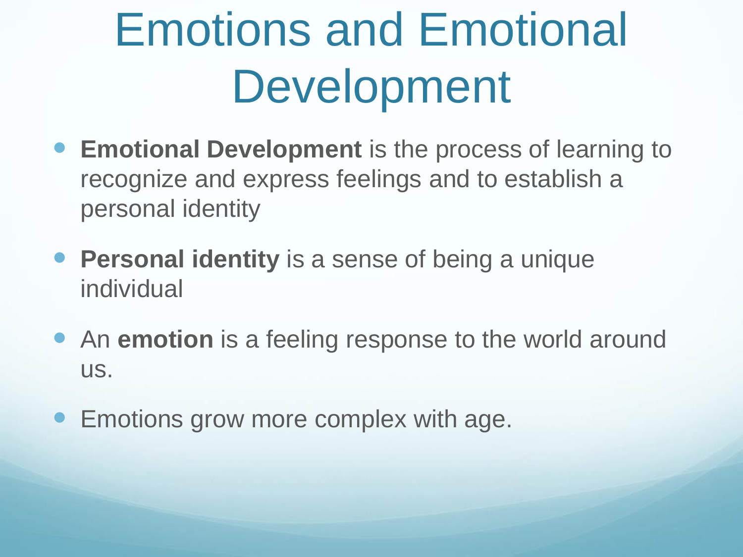# Emotions and Emotional Development

- **Emotional Development** is the process of learning to recognize and express feelings and to establish a personal identity
- **Personal identity** is a sense of being a unique individual
- An **emotion** is a feeling response to the world around us.
- Emotions grow more complex with age.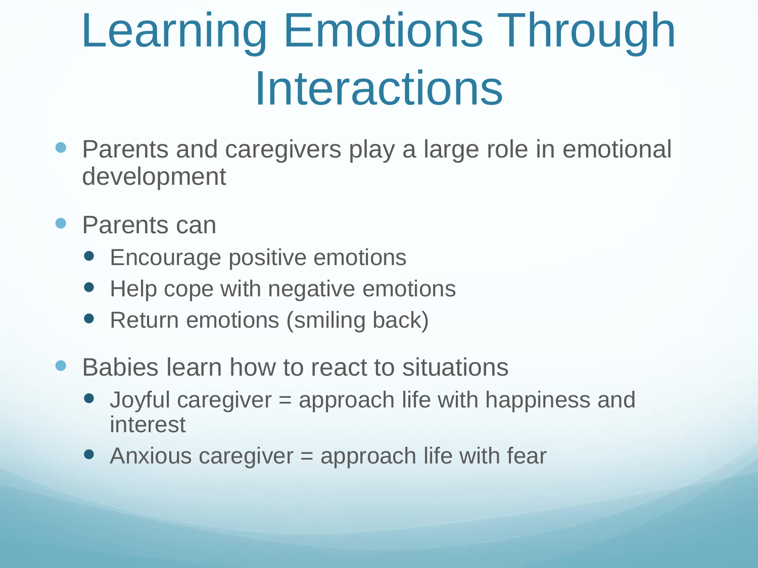# Learning Emotions Through Interactions

- Parents and caregivers play a large role in emotional development
- Parents can
  - Encourage positive emotions
  - Help cope with negative emotions
  - Return emotions (smiling back)
- Babies learn how to react to situations
  - Joyful caregiver = approach life with happiness and interest
  - Anxious caregiver = approach life with fear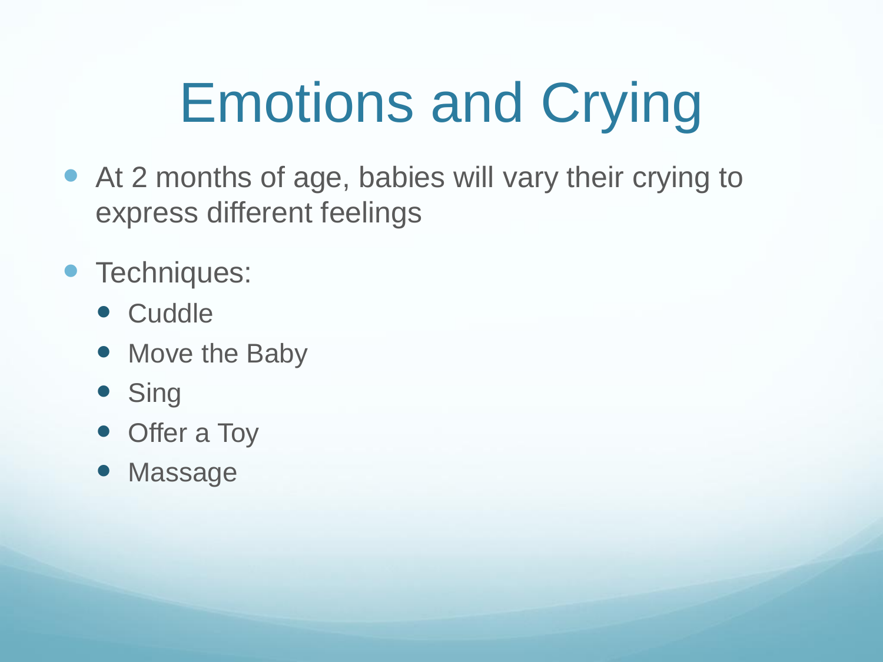# Emotions and Crying

- At 2 months of age, babies will vary their crying to express different feelings
- Techniques:
  - Cuddle
  - Move the Baby
  - Sing
  - Offer a Toy
  - Massage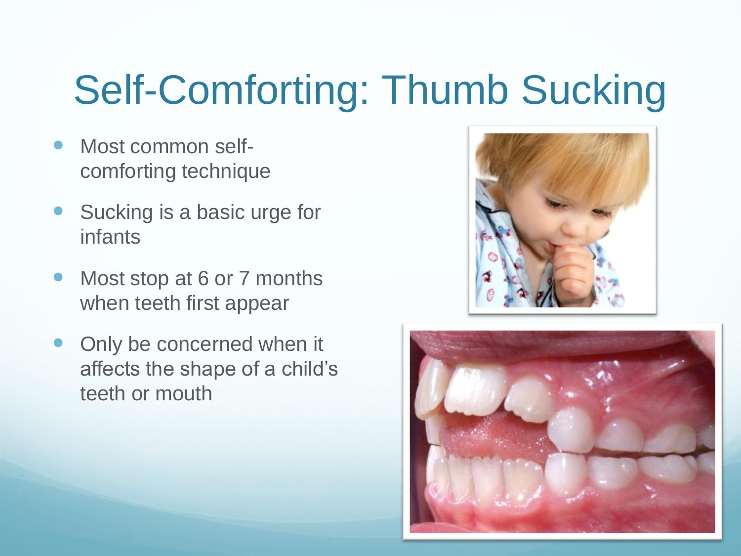# Self-Comforting: Thumb Sucking

- Most common self-comforting technique
- Sucking is a basic urge for infants
- Most stop at 6 or 7 months when teeth first appear
- Only be concerned when it affects the shape of a child's teeth or mouth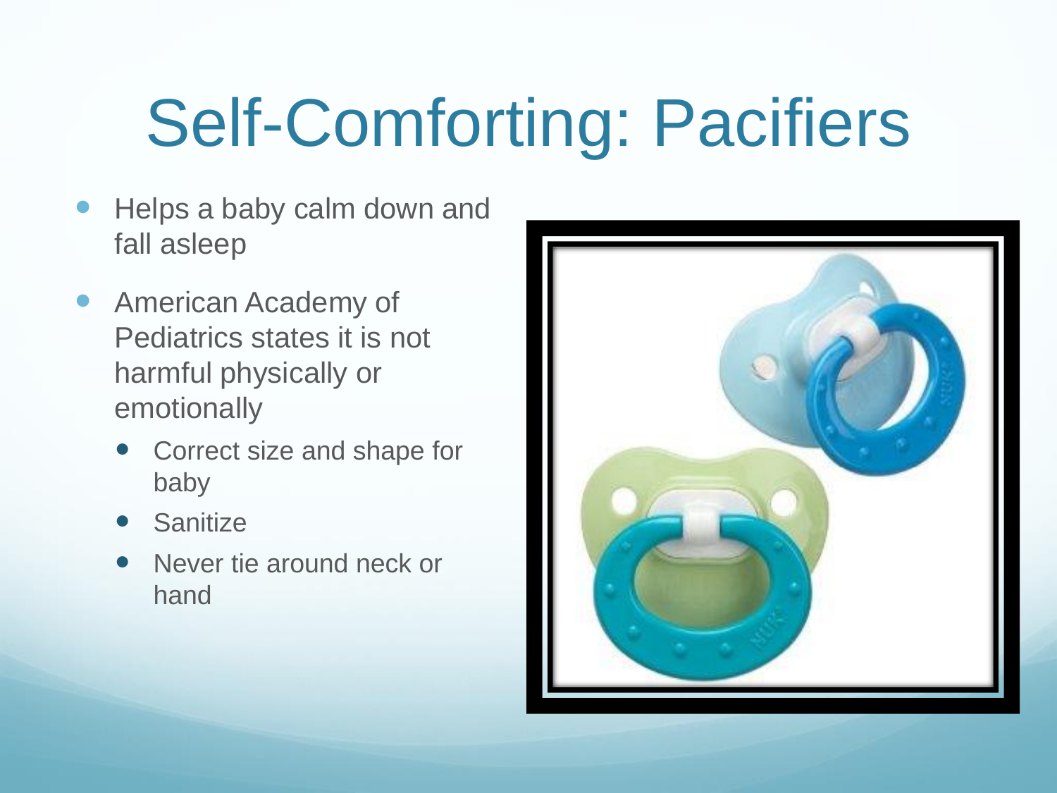# Self-Comforting: Pacifiers

- Helps a baby calm down and fall asleep
- American Academy of Pediatrics states it is not harmful physically or emotionally
  - Correct size and shape for baby
  - Sanitize
  - Never tie around neck or hand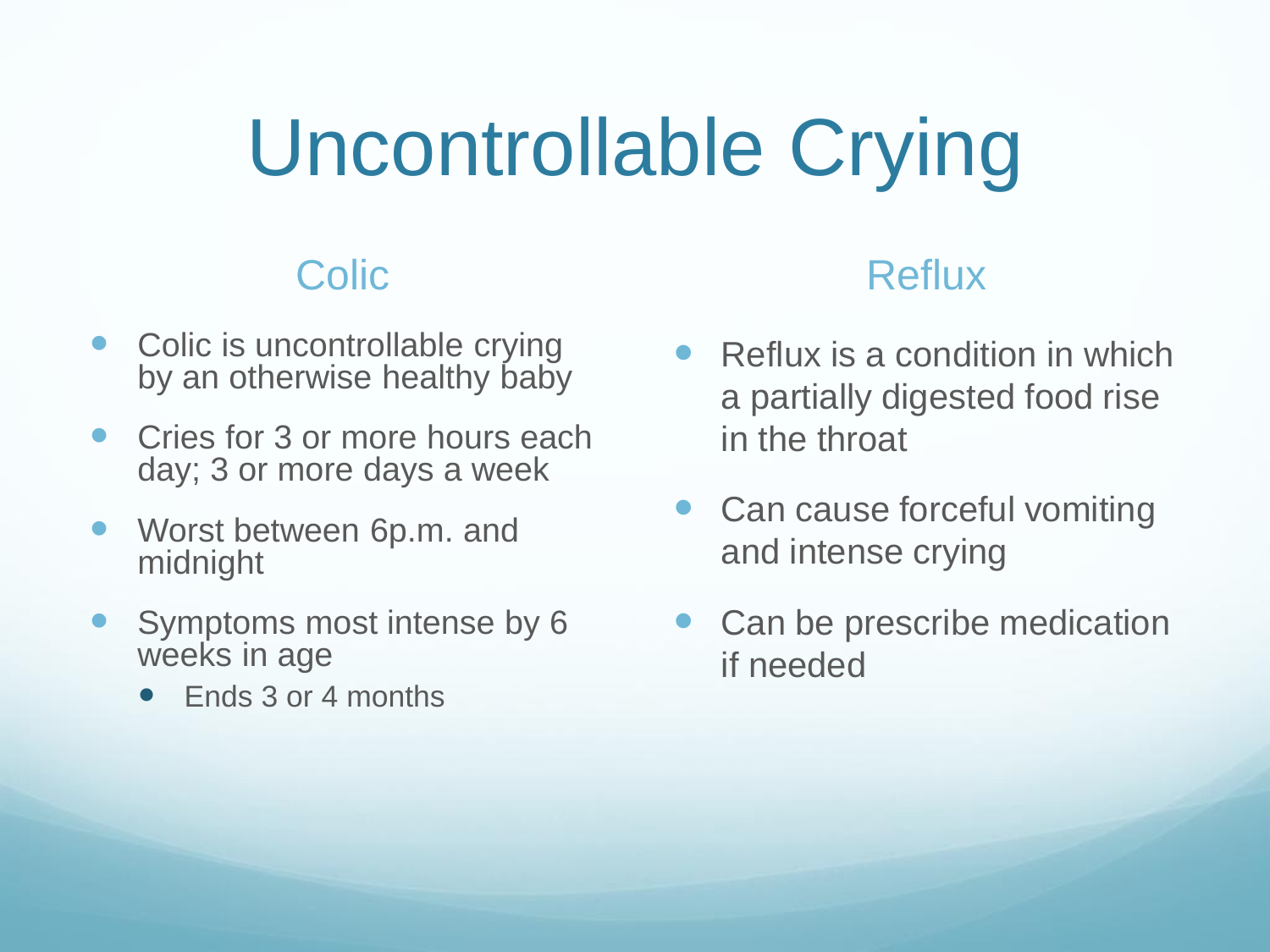# Uncontrollable Crying

## Colic

- Colic is uncontrollable crying by an otherwise healthy baby
- Cries for 3 or more hours each day; 3 or more days a week
- Worst between 6p.m. and midnight
- Symptoms most intense by 6 weeks in age
  - Ends 3 or 4 months

## Reflux

- Reflux is a condition in which a partially digested food rise in the throat
- Can cause forceful vomiting and intense crying
- Can be prescribe medication if needed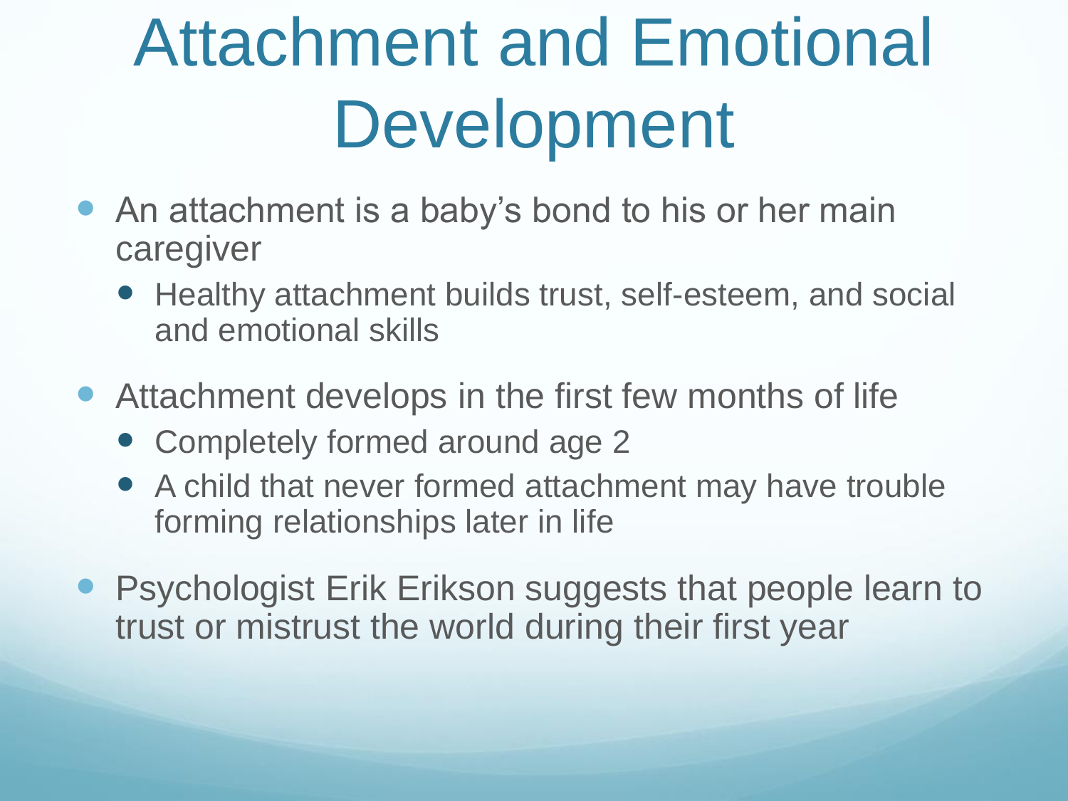# Attachment and Emotional Development

- An attachment is a baby's bond to his or her main caregiver
  - Healthy attachment builds trust, self-esteem, and social and emotional skills
- Attachment develops in the first few months of life
  - Completely formed around age 2
  - A child that never formed attachment may have trouble forming relationships later in life
- Psychologist Erik Erikson suggests that people learn to trust or mistrust the world during their first year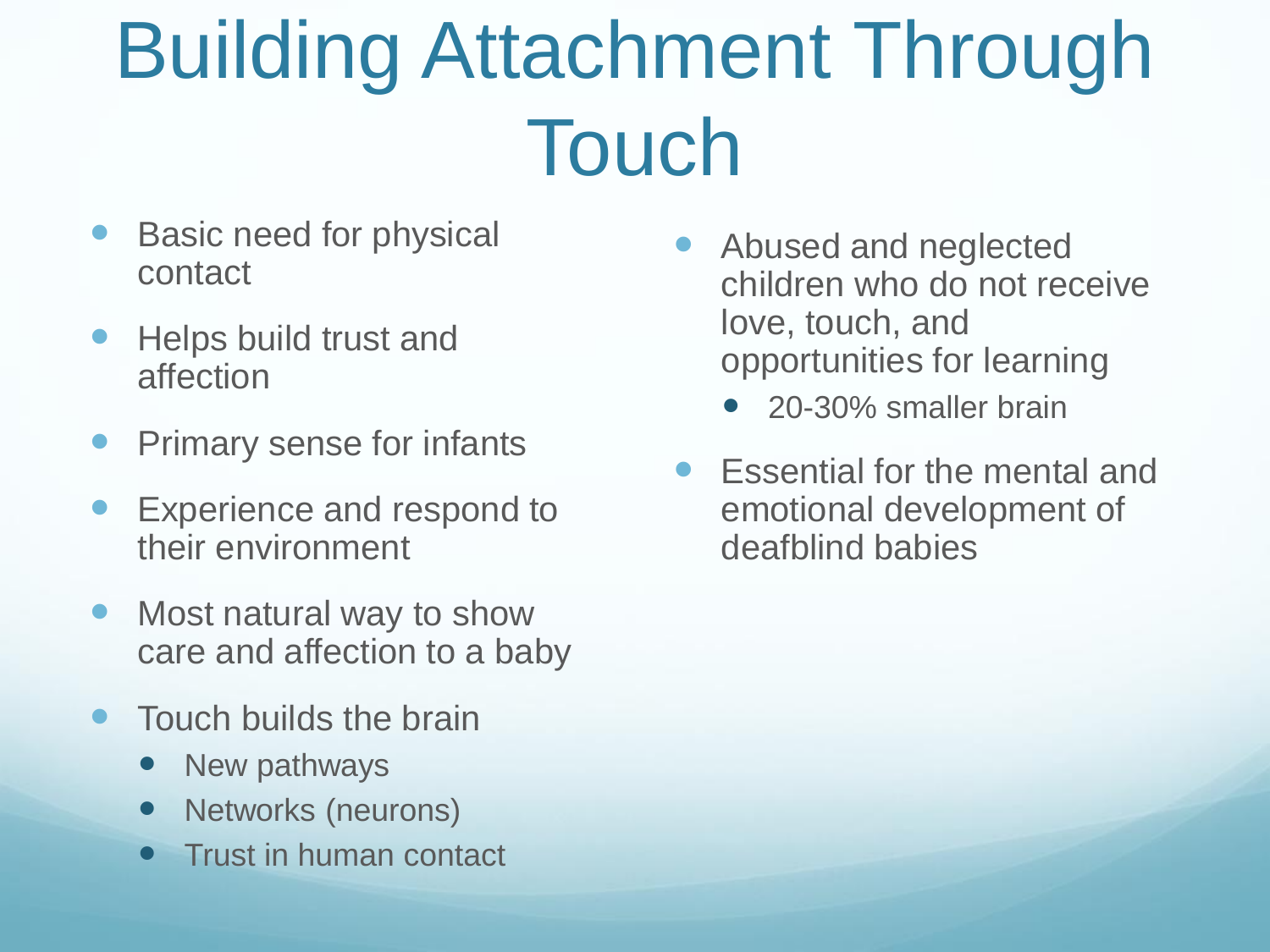# Building Attachment Through Touch

- Basic need for physical contact
- Helps build trust and affection
- Primary sense for infants
- Experience and respond to their environment
- Most natural way to show care and affection to a baby
- Touch builds the brain
  - New pathways
  - Networks (neurons)
  - Trust in human contact
- Abused and neglected children who do not receive love, touch, and opportunities for learning
  - 20-30% smaller brain
- Essential for the mental and emotional development of deafblind babies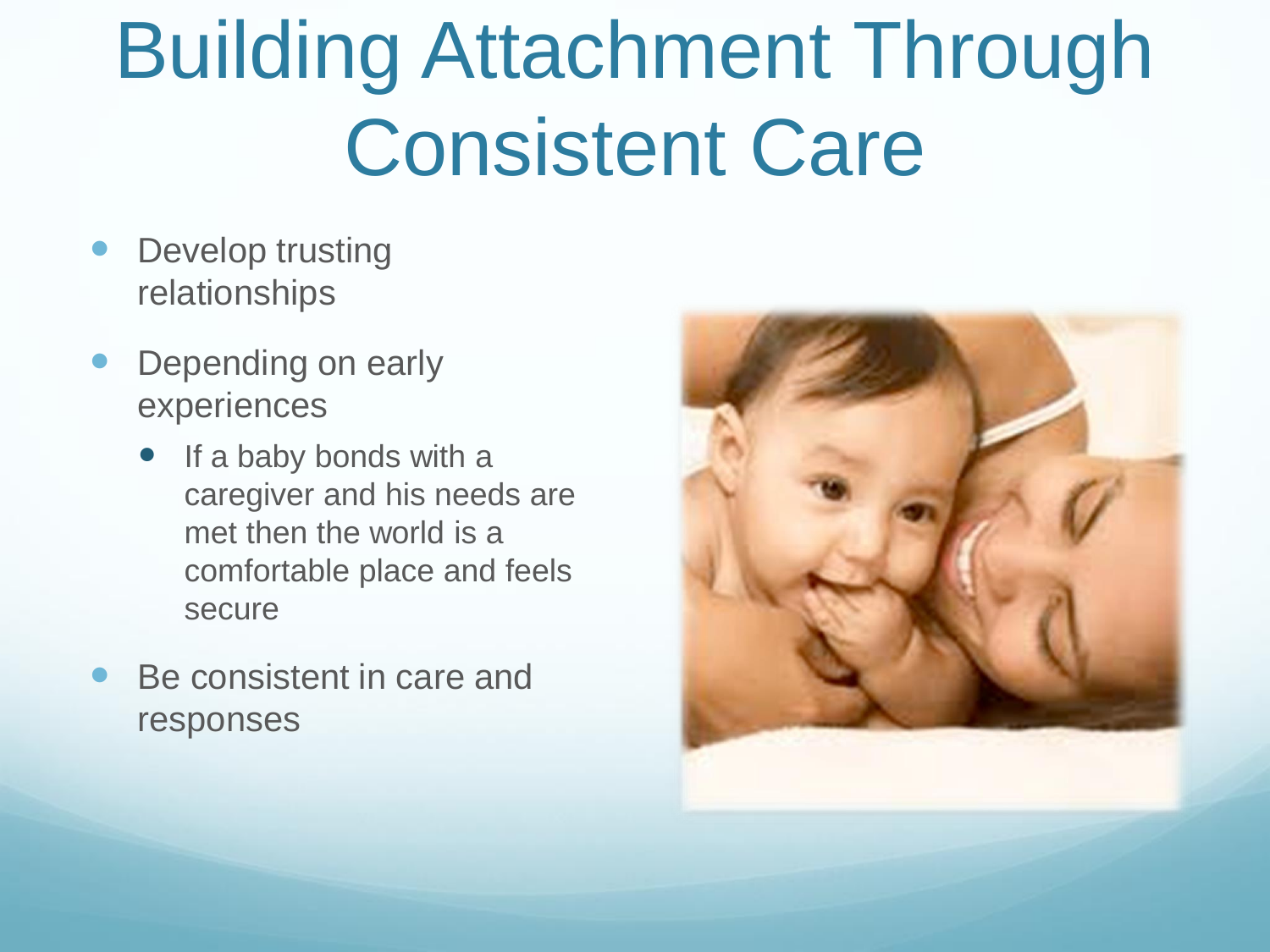# Building Attachment Through Consistent Care

- Develop trusting relationships
- Depending on early experiences
  - If a baby bonds with a caregiver and his needs are met then the world is a comfortable place and feels secure
- Be consistent in care and responses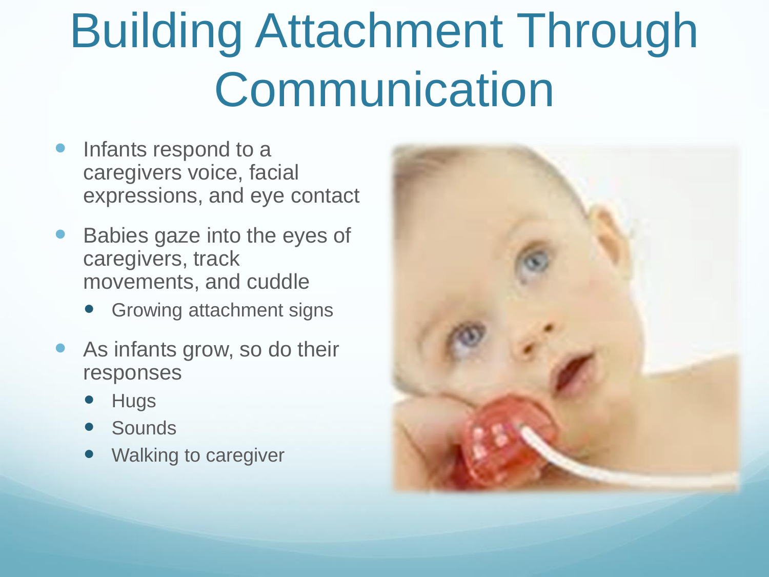# Building Attachment Through Communication

- Infants respond to a caregivers voice, facial expressions, and eye contact
- Babies gaze into the eyes of caregivers, track movements, and cuddle
  - Growing attachment signs
- As infants grow, so do their responses
  - Hugs
  - Sounds
  - Walking to caregiver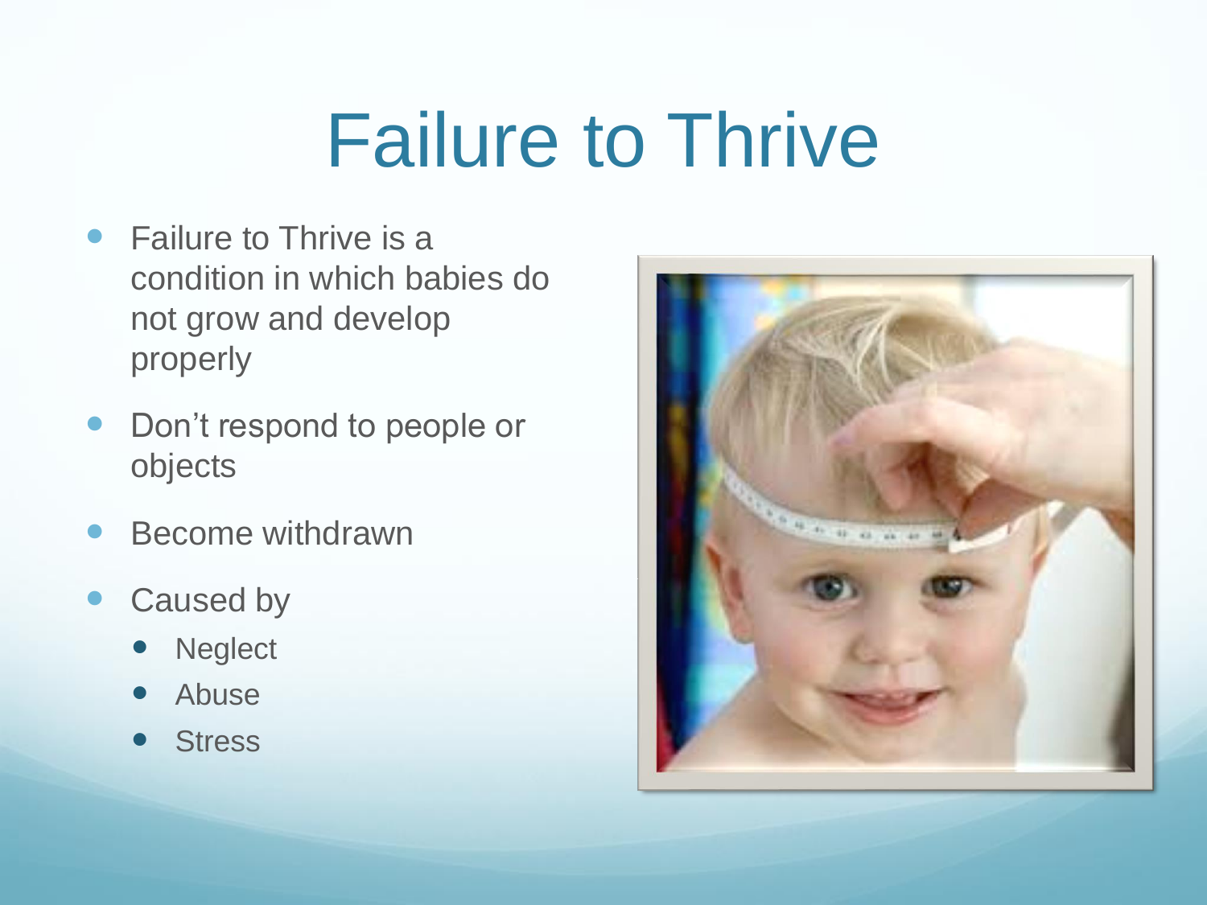# Failure to Thrive

- Failure to Thrive is a condition in which babies do not grow and develop properly
- Don't respond to people or objects
- Become withdrawn
- Caused by
  - Neglect
  - Abuse
  - Stress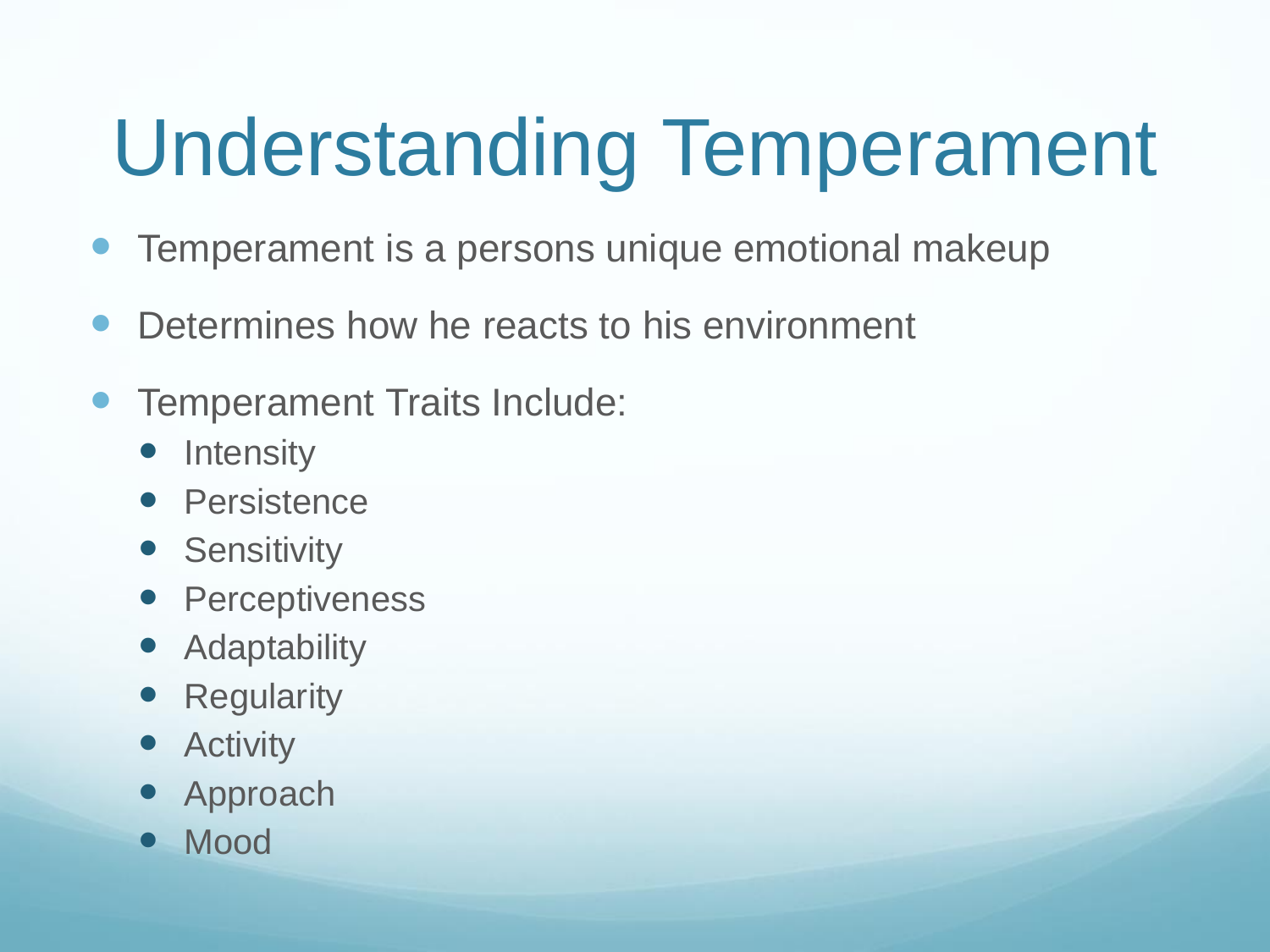# Understanding Temperament

- Temperament is a persons unique emotional makeup
- Determines how he reacts to his environment
- Temperament Traits Include:
  - Intensity
  - Persistence
  - Sensitivity
  - Perceptiveness
  - Adaptability
  - Regularity
  - Activity
  - Approach
  - Mood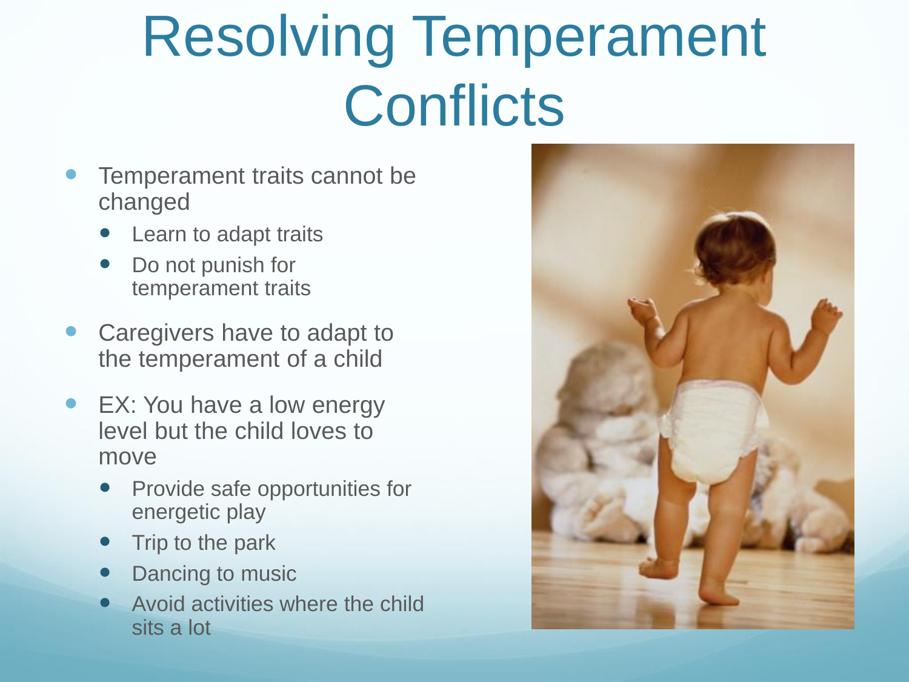# Resolving Temperament Conflicts

- Temperament traits cannot be changed
  - Learn to adapt traits
  - Do not punish for temperament traits
- Caregivers have to adapt to the temperament of a child
- EX: You have a low energy level but the child loves to move
  - Provide safe opportunities for energetic play
  - Trip to the park
  - Dancing to music
  - Avoid activities where the child sits a lot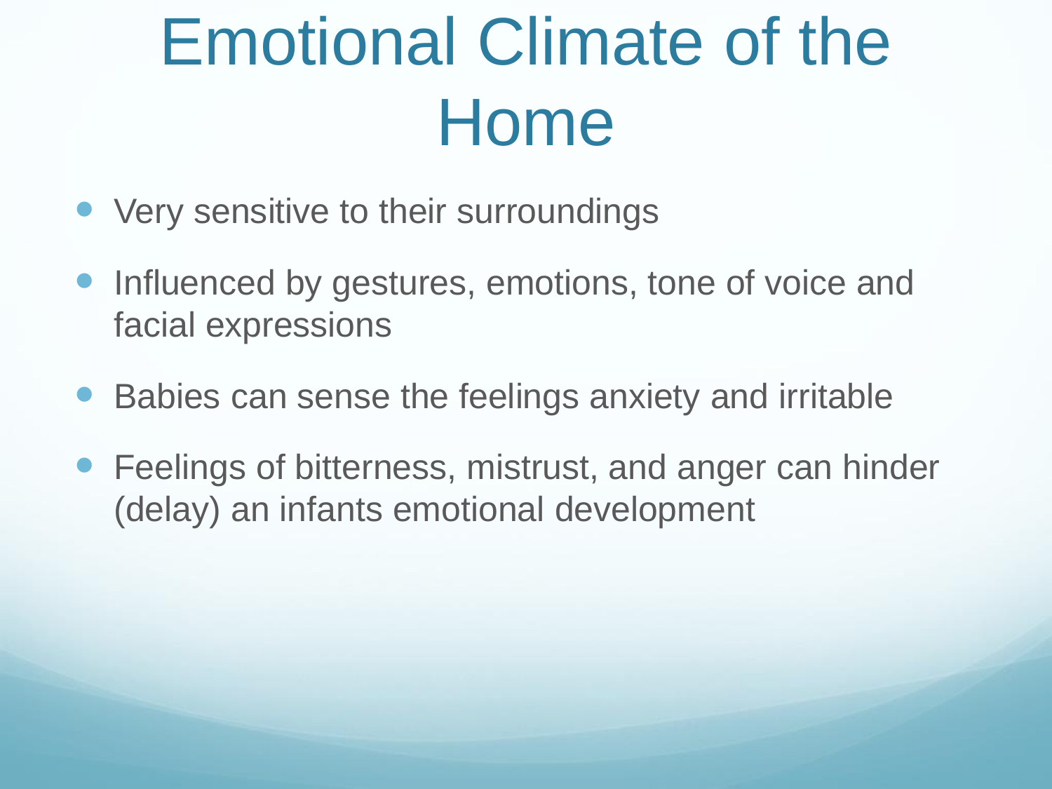# Emotional Climate of the Home

- Very sensitive to their surroundings
- Influenced by gestures, emotions, tone of voice and facial expressions
- Babies can sense the feelings anxiety and irritable
- Feelings of bitterness, mistrust, and anger can hinder (delay) an infants emotional development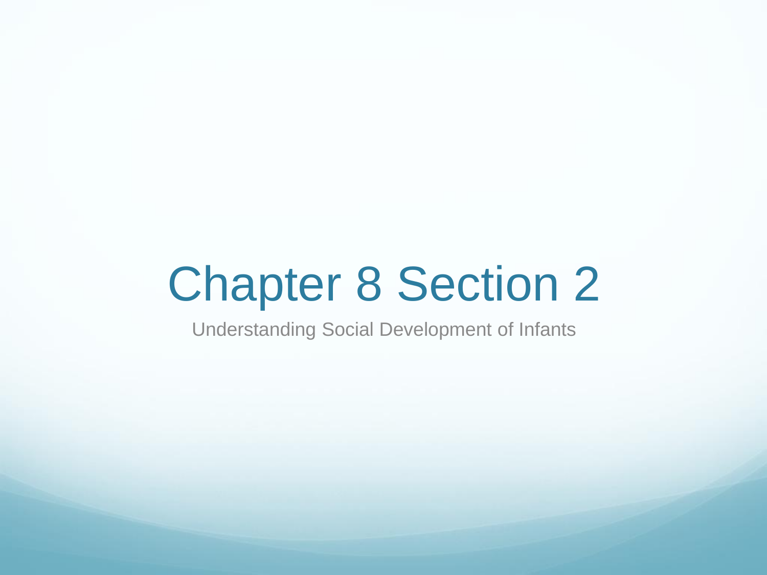# Chapter 8 Section 2

Understanding Social Development of Infants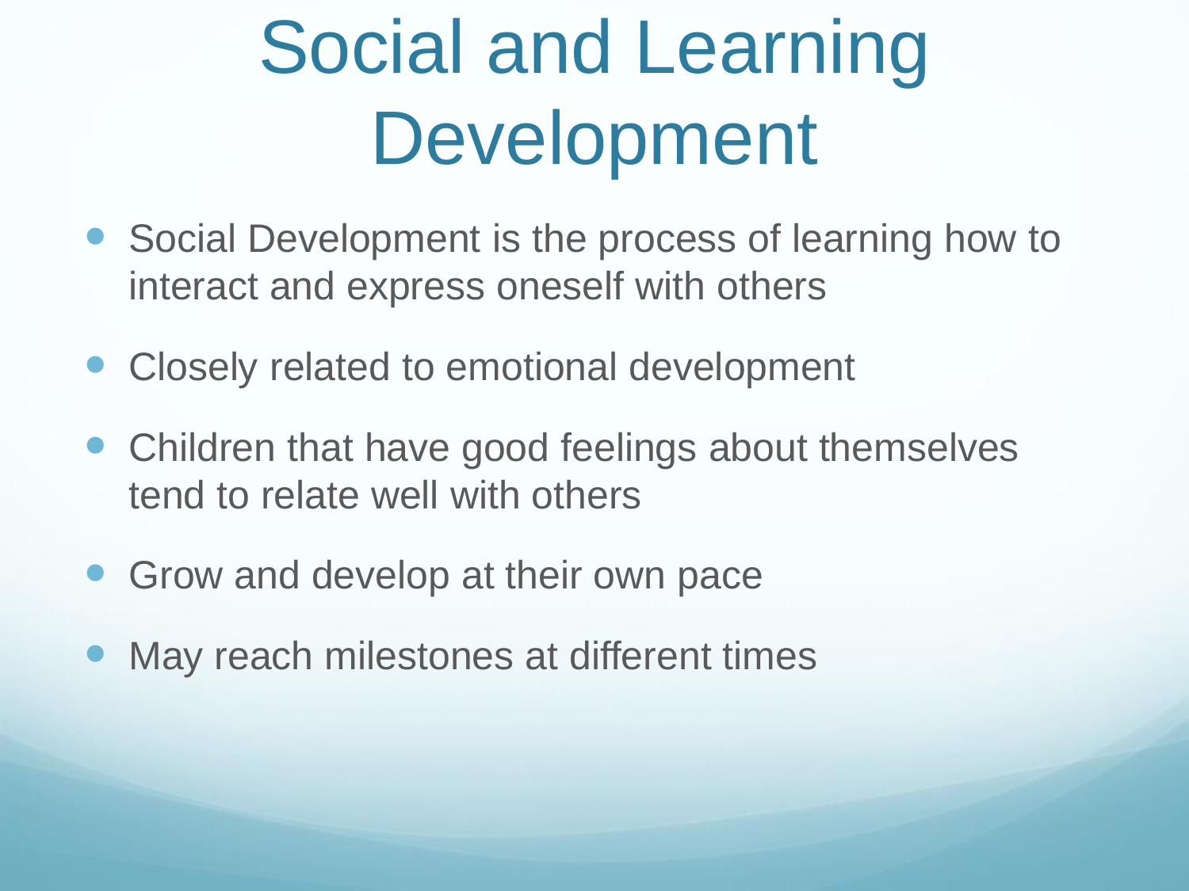# Social and Learning Development

- Social Development is the process of learning how to interact and express oneself with others
- Closely related to emotional development
- Children that have good feelings about themselves tend to relate well with others
- Grow and develop at their own pace
- May reach milestones at different times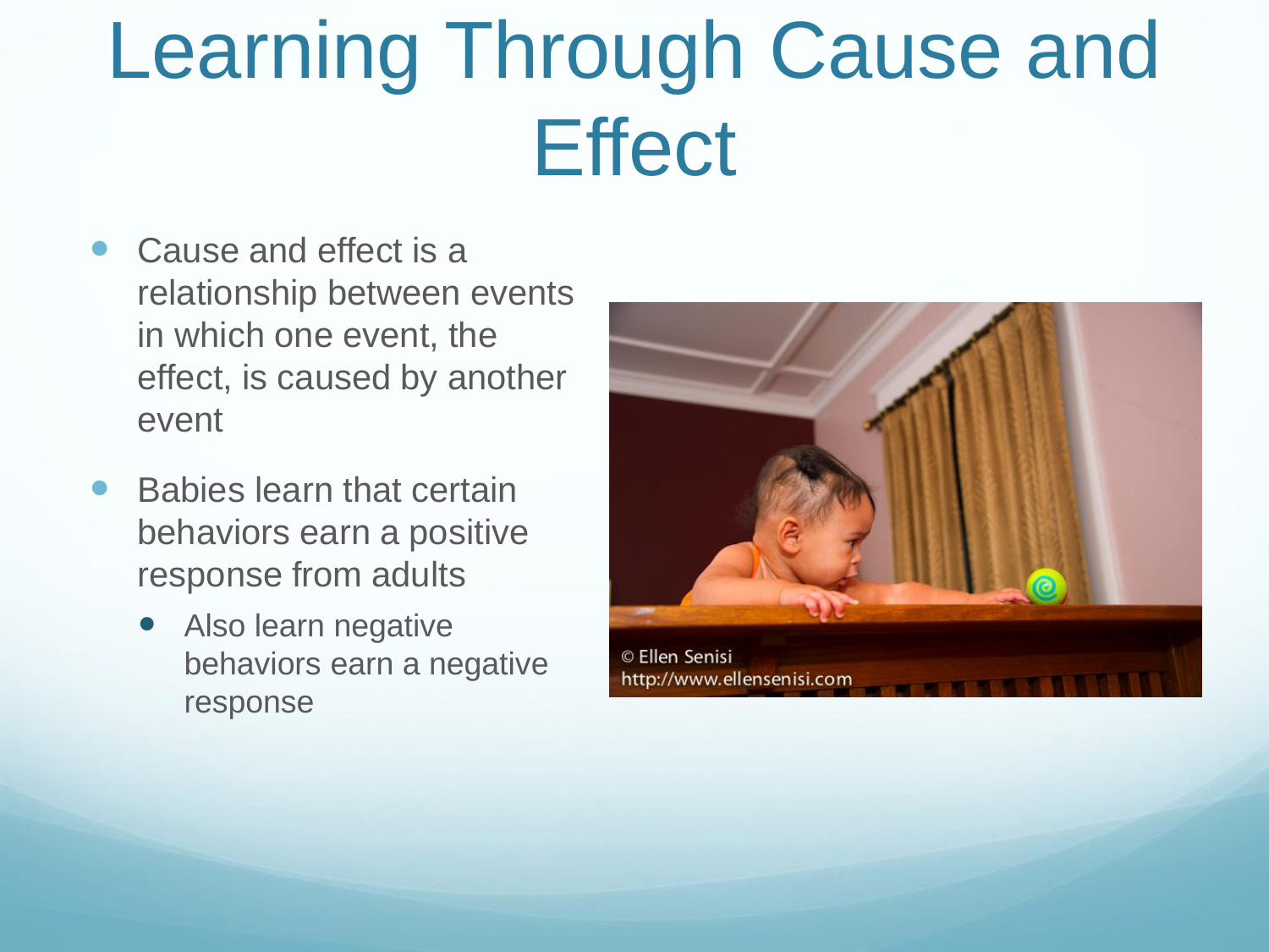# Learning Through Cause and Effect

- Cause and effect is a relationship between events in which one event, the effect, is caused by another event
- Babies learn that certain behaviors earn a positive response from adults
  - Also learn negative behaviors earn a negative response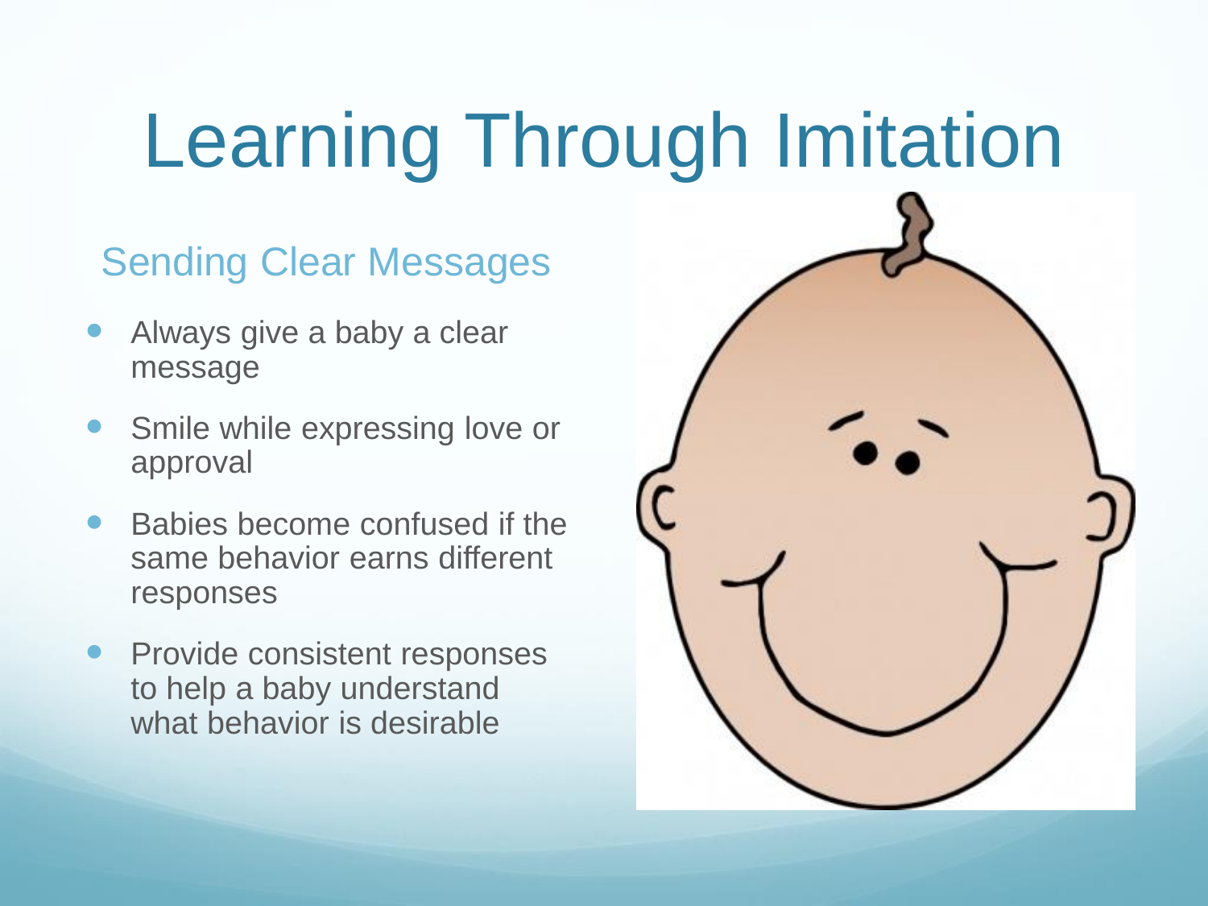# Learning Through Imitation

## Sending Clear Messages

- Always give a baby a clear message
- Smile while expressing love or approval
- Babies become confused if the same behavior earns different responses
- Provide consistent responses to help a baby understand what behavior is desirable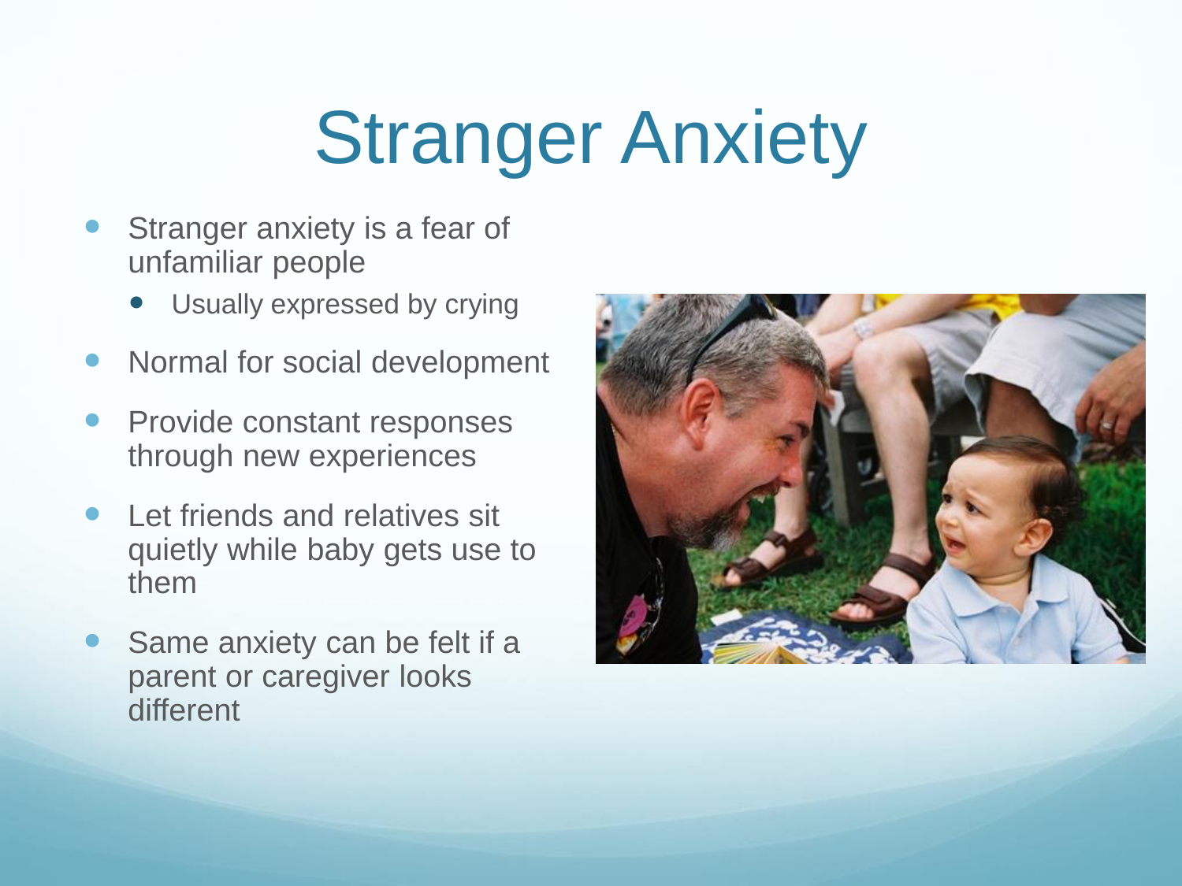# Stranger Anxiety

- Stranger anxiety is a fear of unfamiliar people
  - Usually expressed by crying
- Normal for social development
- Provide constant responses through new experiences
- Let friends and relatives sit quietly while baby gets use to them
- Same anxiety can be felt if a parent or caregiver looks different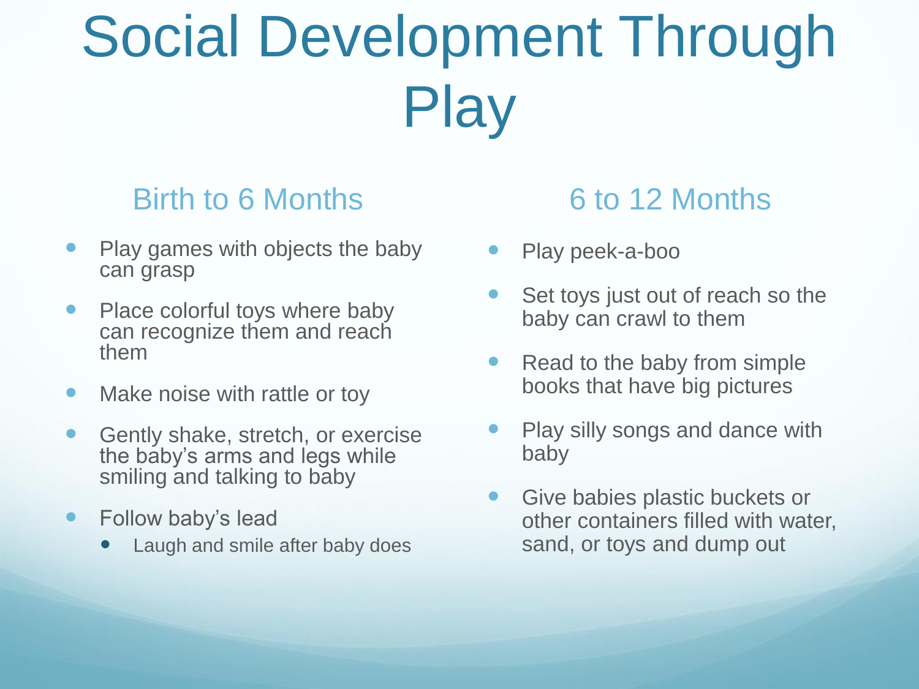# Social Development Through Play

## Birth to 6 Months

- Play games with objects the baby can grasp
- Place colorful toys where baby can recognize them and reach them
- Make noise with rattle or toy
- Gently shake, stretch, or exercise the baby's arms and legs while smiling and talking to baby
- Follow baby's lead
  - Laugh and smile after baby does

## 6 to 12 Months

- Play peek-a-boo
- Set toys just out of reach so the baby can crawl to them
- Read to the baby from simple books that have big pictures
- Play silly songs and dance with baby
- Give babies plastic buckets or other containers filled with water, sand, or toys and dump out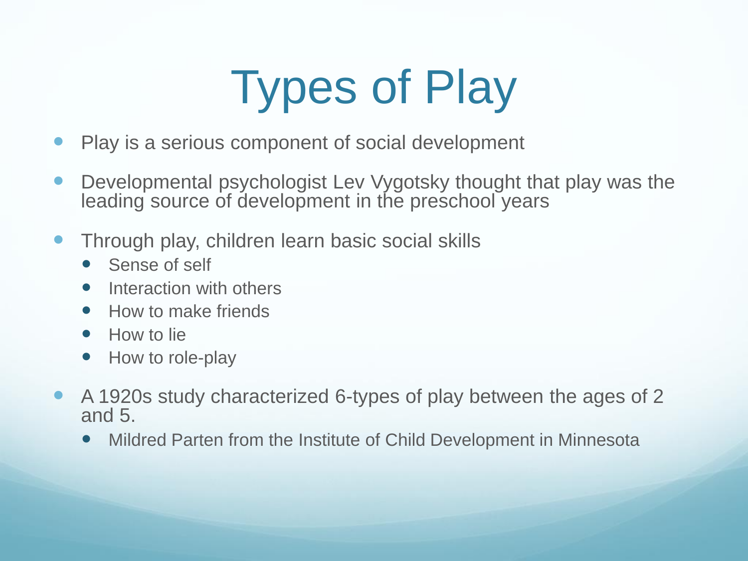# Types of Play

- Play is a serious component of social development
- Developmental psychologist Lev Vygotsky thought that play was the leading source of development in the preschool years
- Through play, children learn basic social skills
  - Sense of self
  - Interaction with others
  - How to make friends
  - How to lie
  - How to role-play
- A 1920s study characterized 6-types of play between the ages of 2 and 5.
  - Mildred Parten from the Institute of Child Development in Minnesota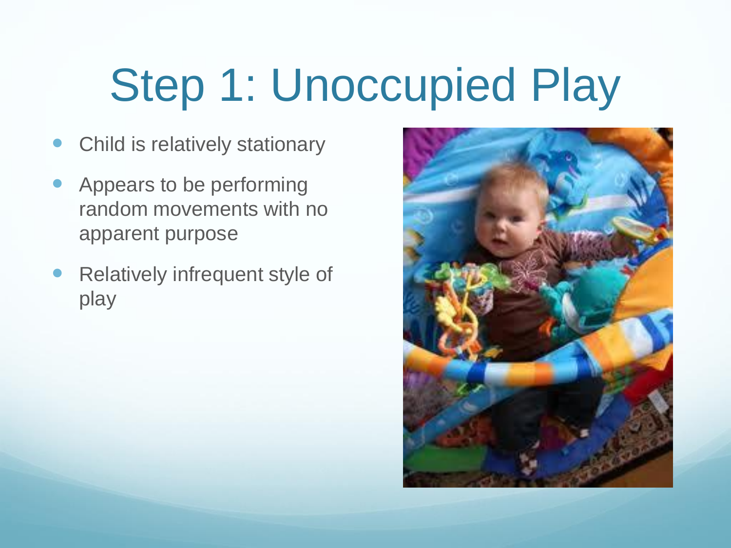# Step 1: Unoccupied Play

- Child is relatively stationary
- Appears to be performing random movements with no apparent purpose
- Relatively infrequent style of play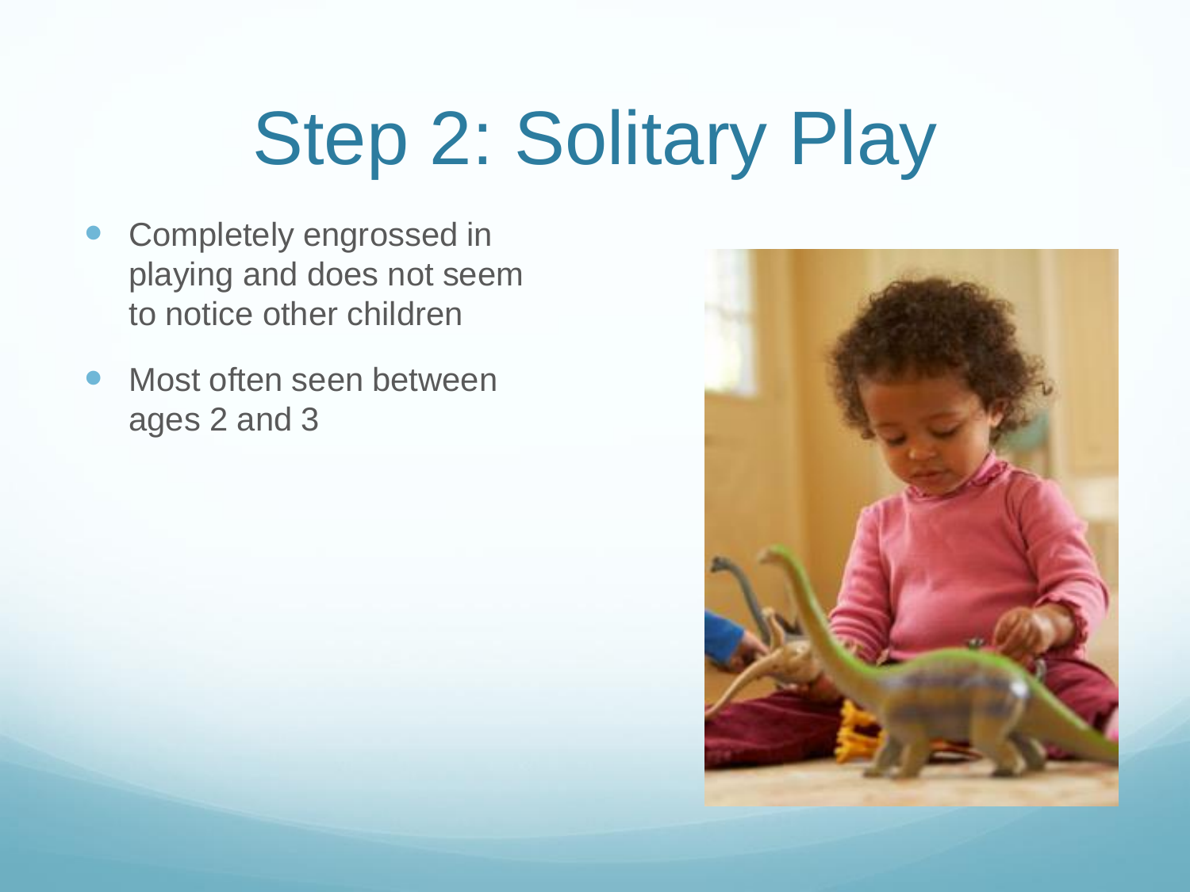# Step 2: Solitary Play

- Completely engrossed in playing and does not seem to notice other children
- Most often seen between ages 2 and 3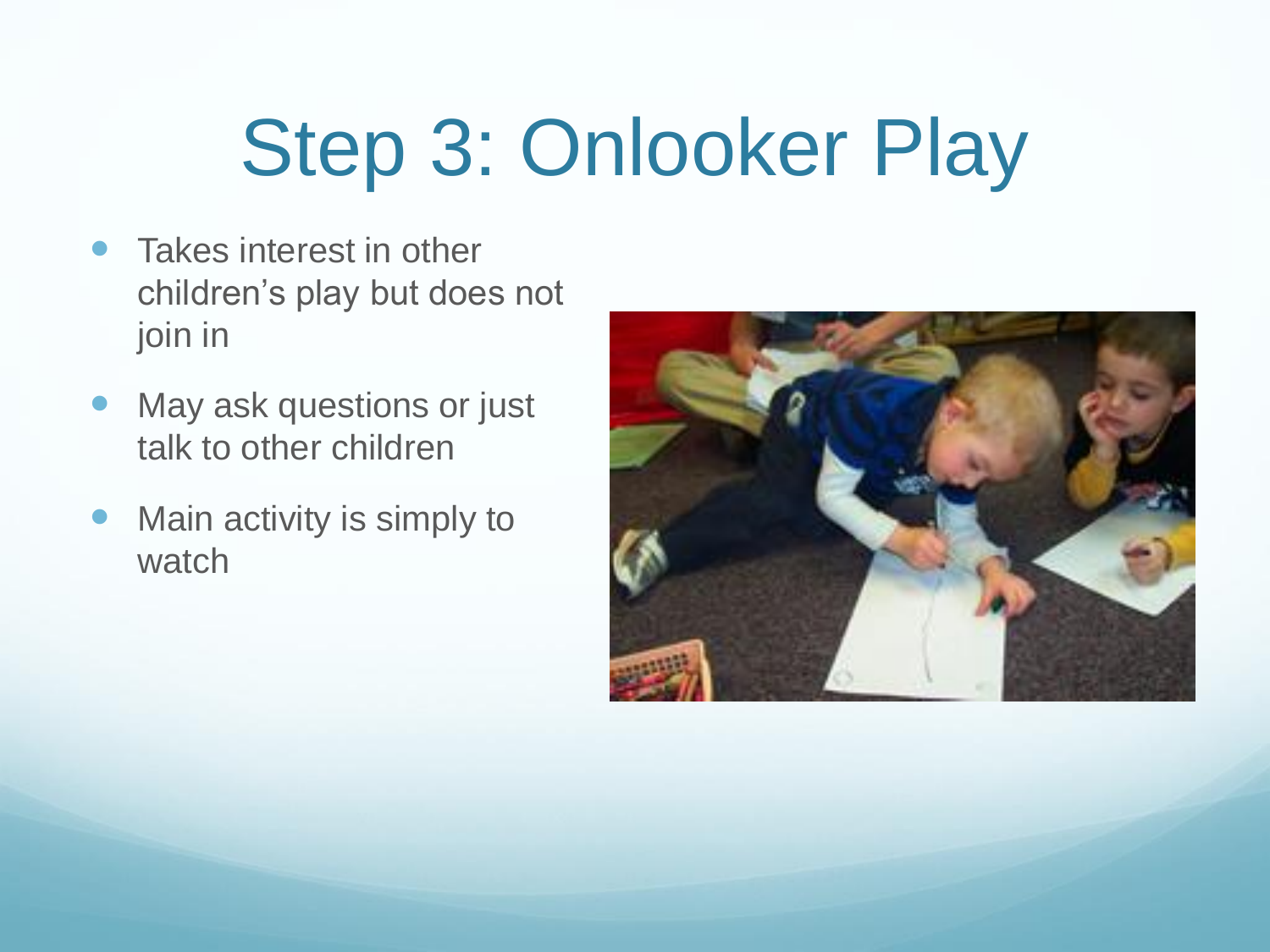# Step 3: Onlooker Play

- Takes interest in other children's play but does not join in
- May ask questions or just talk to other children
- Main activity is simply to watch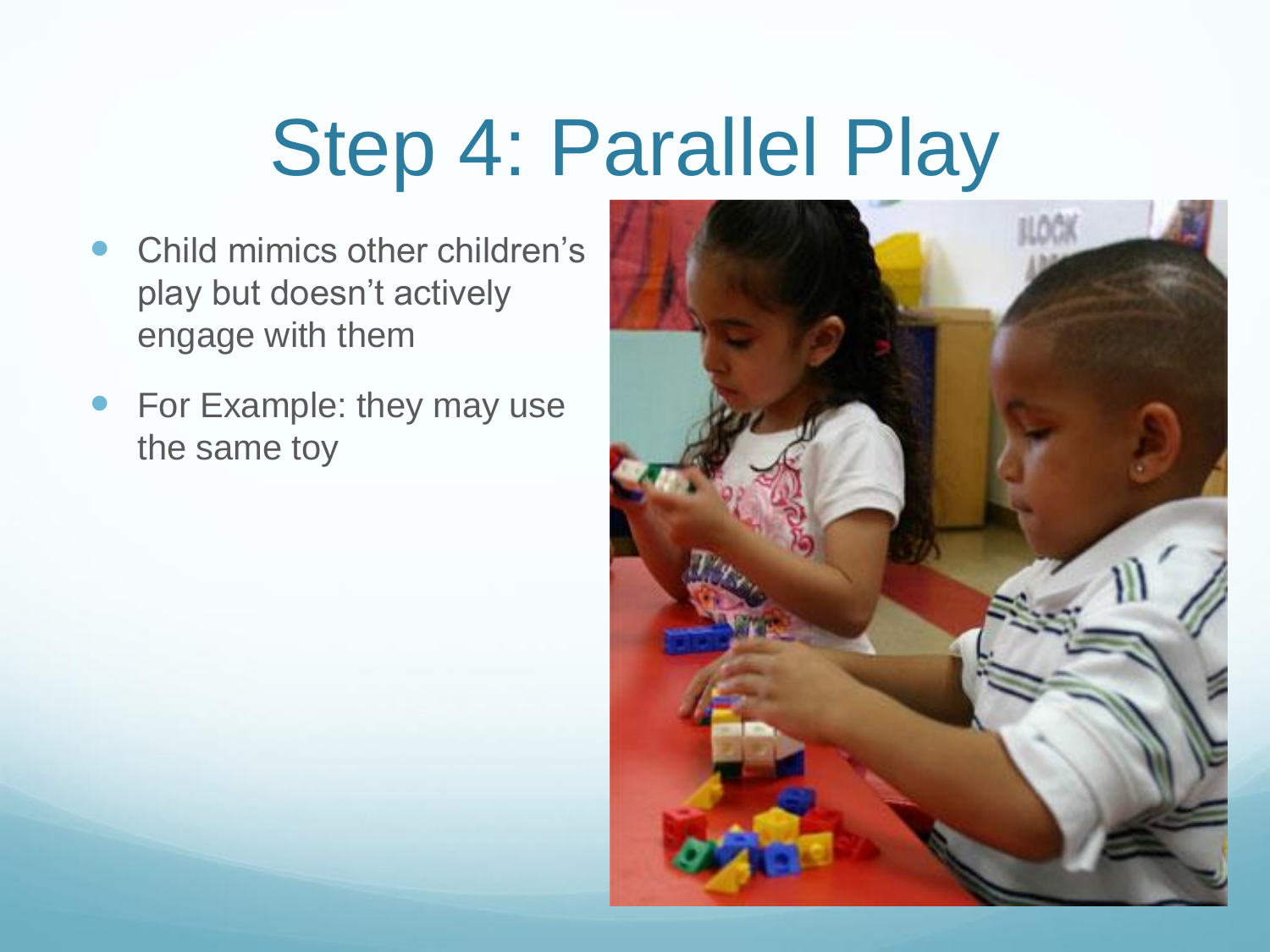# Step 4: Parallel Play

- Child mimics other children's play but doesn't actively engage with them
- For Example: they may use the same toy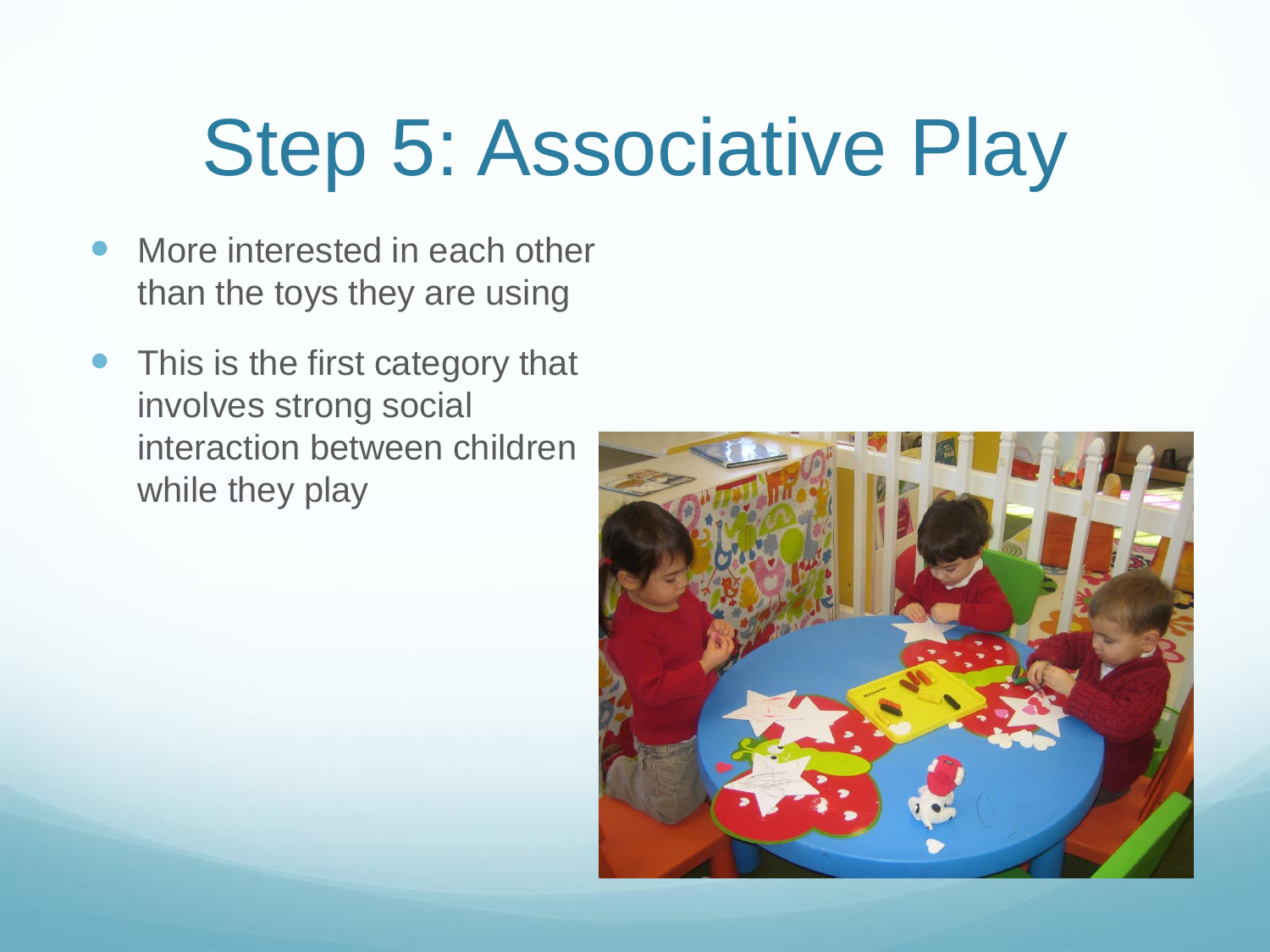# Step 5: Associative Play

- More interested in each other than the toys they are using
- This is the first category that involves strong social interaction between children while they play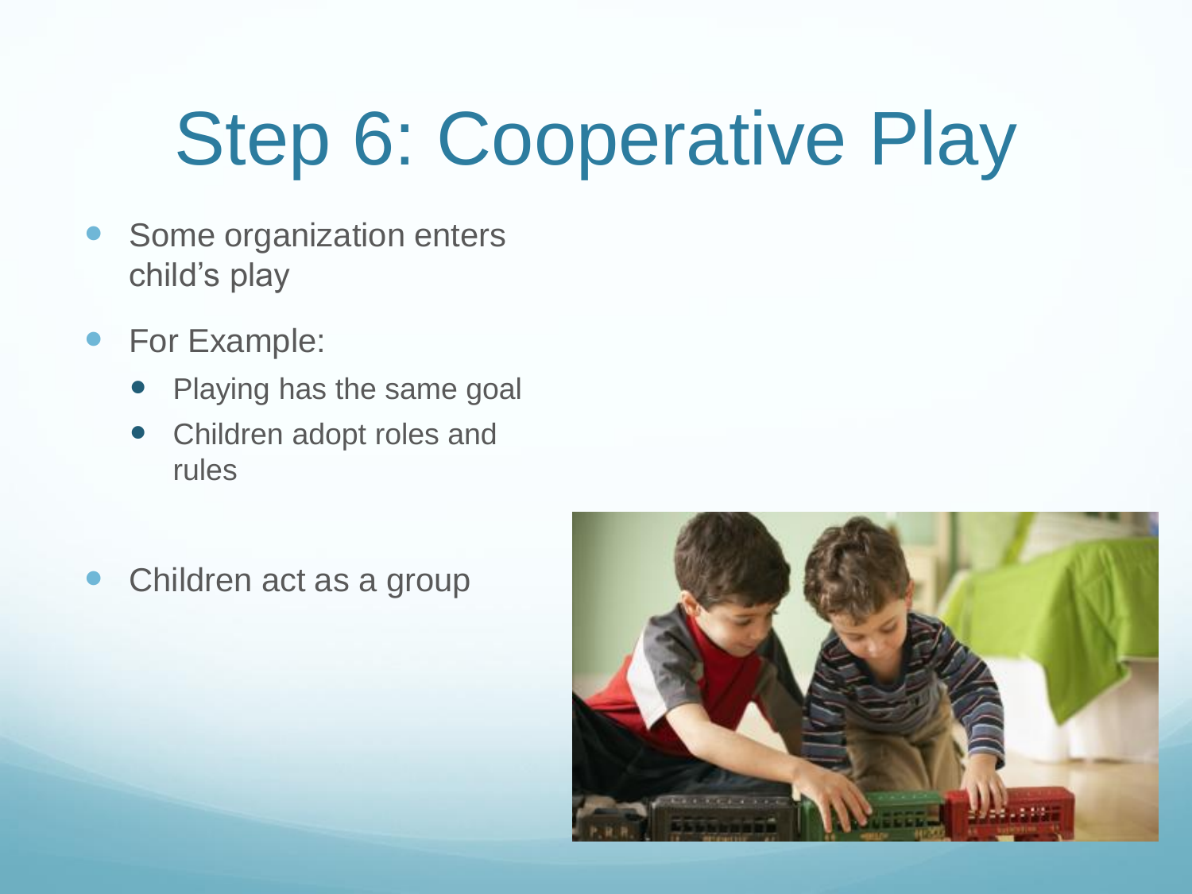# Step 6: Cooperative Play

- Some organization enters child's play
- For Example:
  - Playing has the same goal
  - Children adopt roles and rules
- Children act as a group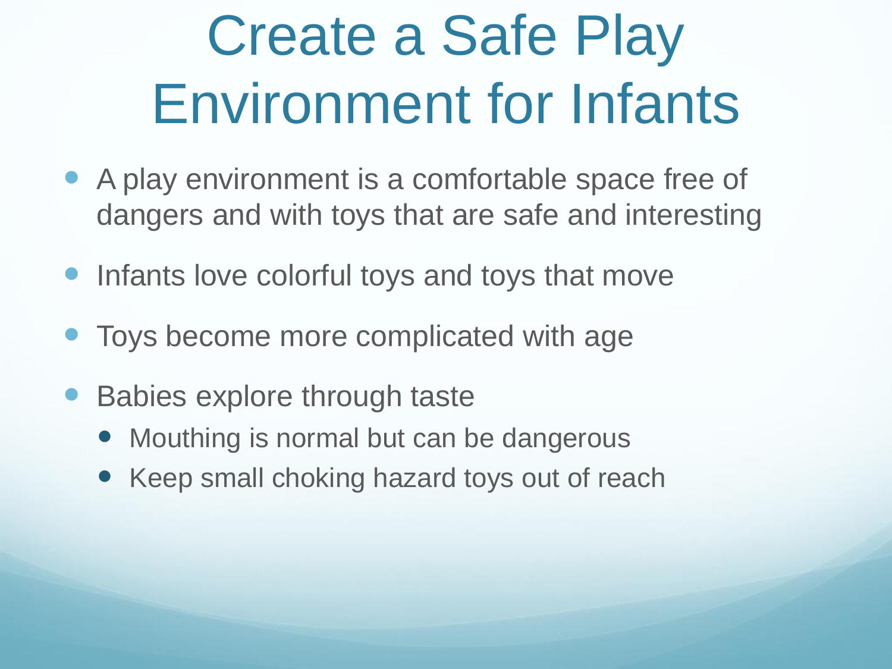# Create a Safe Play Environment for Infants

- A play environment is a comfortable space free of dangers and with toys that are safe and interesting
- Infants love colorful toys and toys that move
- Toys become more complicated with age
- Babies explore through taste
  - Mouthing is normal but can be dangerous
  - Keep small choking hazard toys out of reach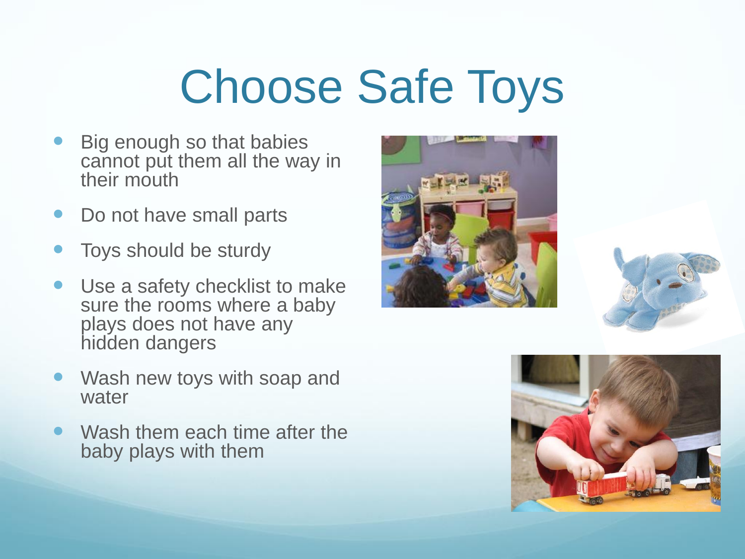# Choose Safe Toys

- Big enough so that babies cannot put them all the way in their mouth
- Do not have small parts
- Toys should be sturdy
- Use a safety checklist to make sure the rooms where a baby plays does not have any hidden dangers
- Wash new toys with soap and water
- Wash them each time after the baby plays with them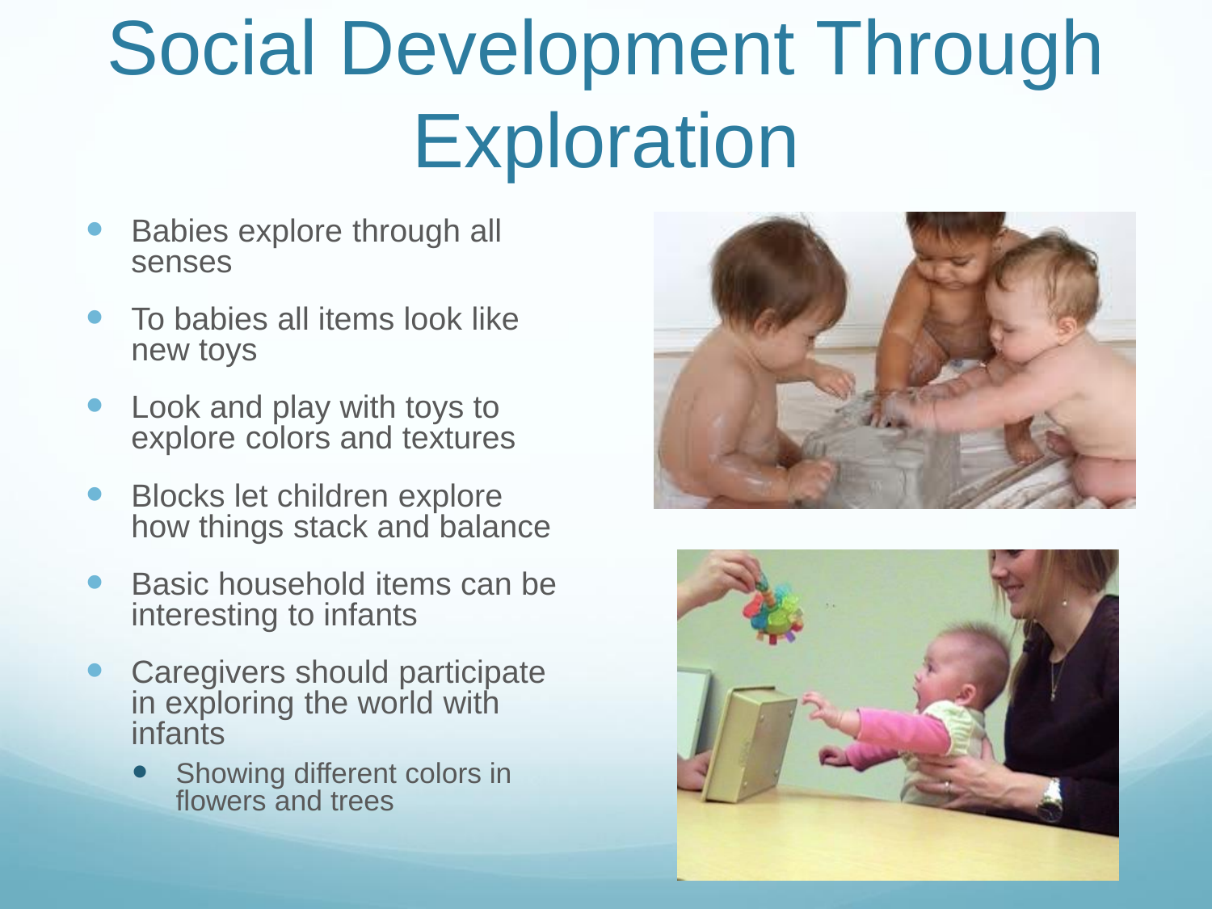# Social Development Through Exploration

- Babies explore through all senses
- To babies all items look like new toys
- Look and play with toys to explore colors and textures
- Blocks let children explore how things stack and balance
- Basic household items can be interesting to infants
- Caregivers should participate in exploring the world with infants
  - Showing different colors in flowers and trees